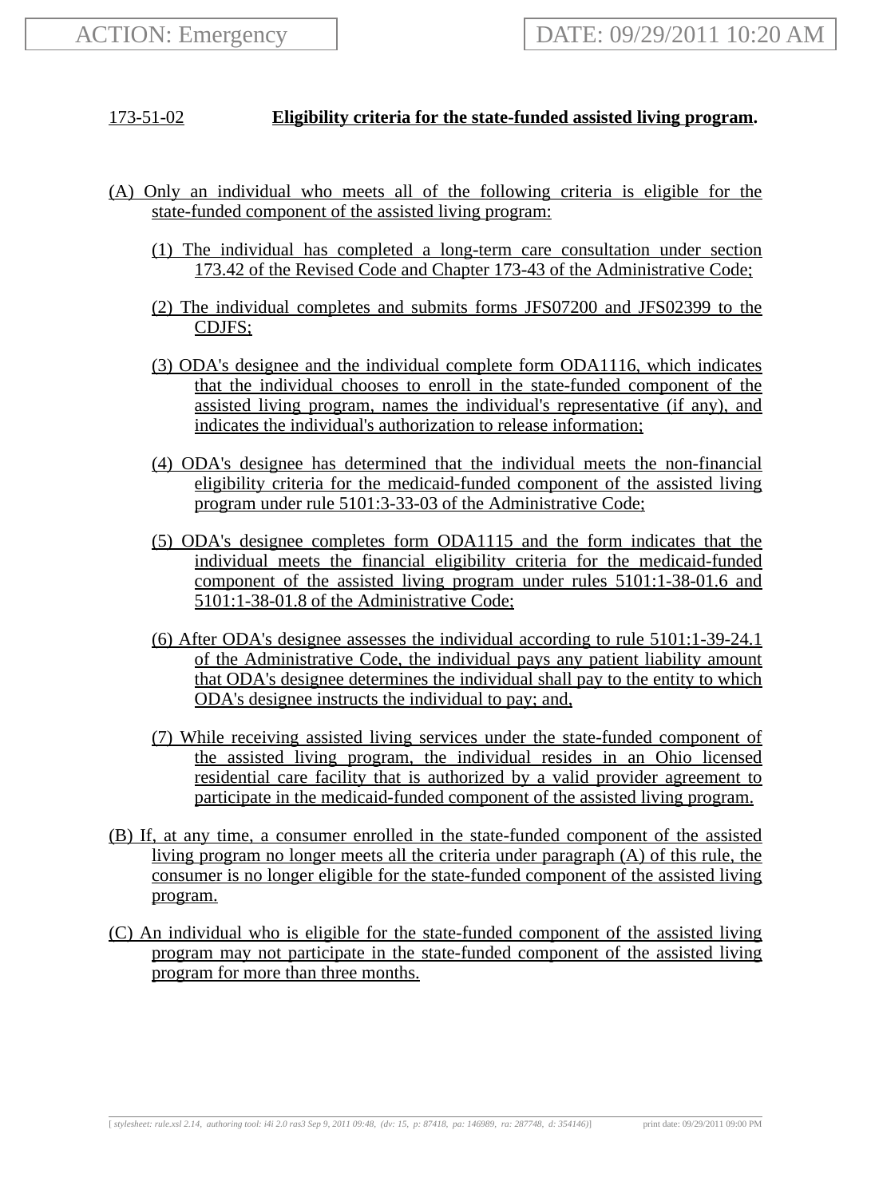ACTION: Emergency

DATE: 09/29/2011 10:20 AM

173-51-02 **Eligibility criteria for the state-funded assisted living program.**

(A) Only an individual who meets all of the following criteria is eligible for the state-funded component of the assisted living program:

(1) The individual has completed a long-term care consultation under section 173.42 of the Revised Code and Chapter 173-43 of the Administrative Code;

(2) The individual completes and submits forms JFS07200 and JFS02399 to the CDJFS;

(3) ODA's designee and the individual complete form ODA1116, which indicates that the individual chooses to enroll in the state-funded component of the assisted living program, names the individual's representative (if any), and indicates the individual's authorization to release information;

(4) ODA's designee has determined that the individual meets the non-financial eligibility criteria for the medicaid-funded component of the assisted living program under rule 5101:3-33-03 of the Administrative Code;

(5) ODA's designee completes form ODA1115 and the form indicates that the individual meets the financial eligibility criteria for the medicaid-funded component of the assisted living program under rules 5101:1-38-01.6 and 5101:1-38-01.8 of the Administrative Code;

(6) After ODA's designee assesses the individual according to rule 5101:1-39-24.1 of the Administrative Code, the individual pays any patient liability amount that ODA's designee determines the individual shall pay to the entity to which ODA's designee instructs the individual to pay; and,

(7) While receiving assisted living services under the state-funded component of the assisted living program, the individual resides in an Ohio licensed residential care facility that is authorized by a valid provider agreement to participate in the medicaid-funded component of the assisted living program.

(B) If, at any time, a consumer enrolled in the state-funded component of the assisted living program no longer meets all the criteria under paragraph (A) of this rule, the consumer is no longer eligible for the state-funded component of the assisted living program.

(C) An individual who is eligible for the state-funded component of the assisted living program may not participate in the state-funded component of the assisted living program for more than three months.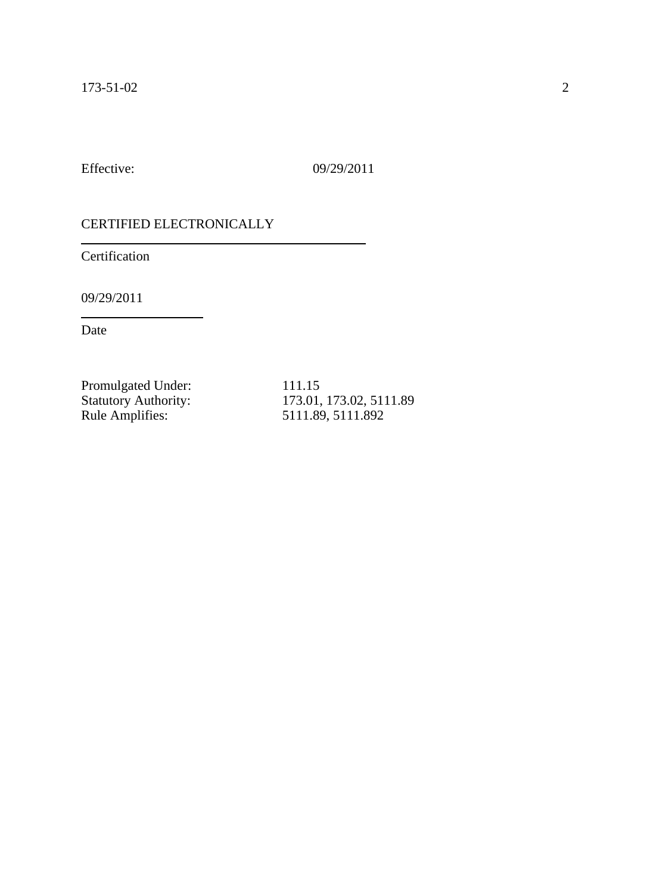Effective: 09/29/2011

CERTIFIED ELECTRONICALLY

Certification

09/29/2011

Date

| | |
|---|---|
| Promulgated Under: | 111.15 |
| Statutory Authority: | 173.01, 173.02, 5111.89 |
| Rule Amplifies: | 5111.89, 5111.892 |